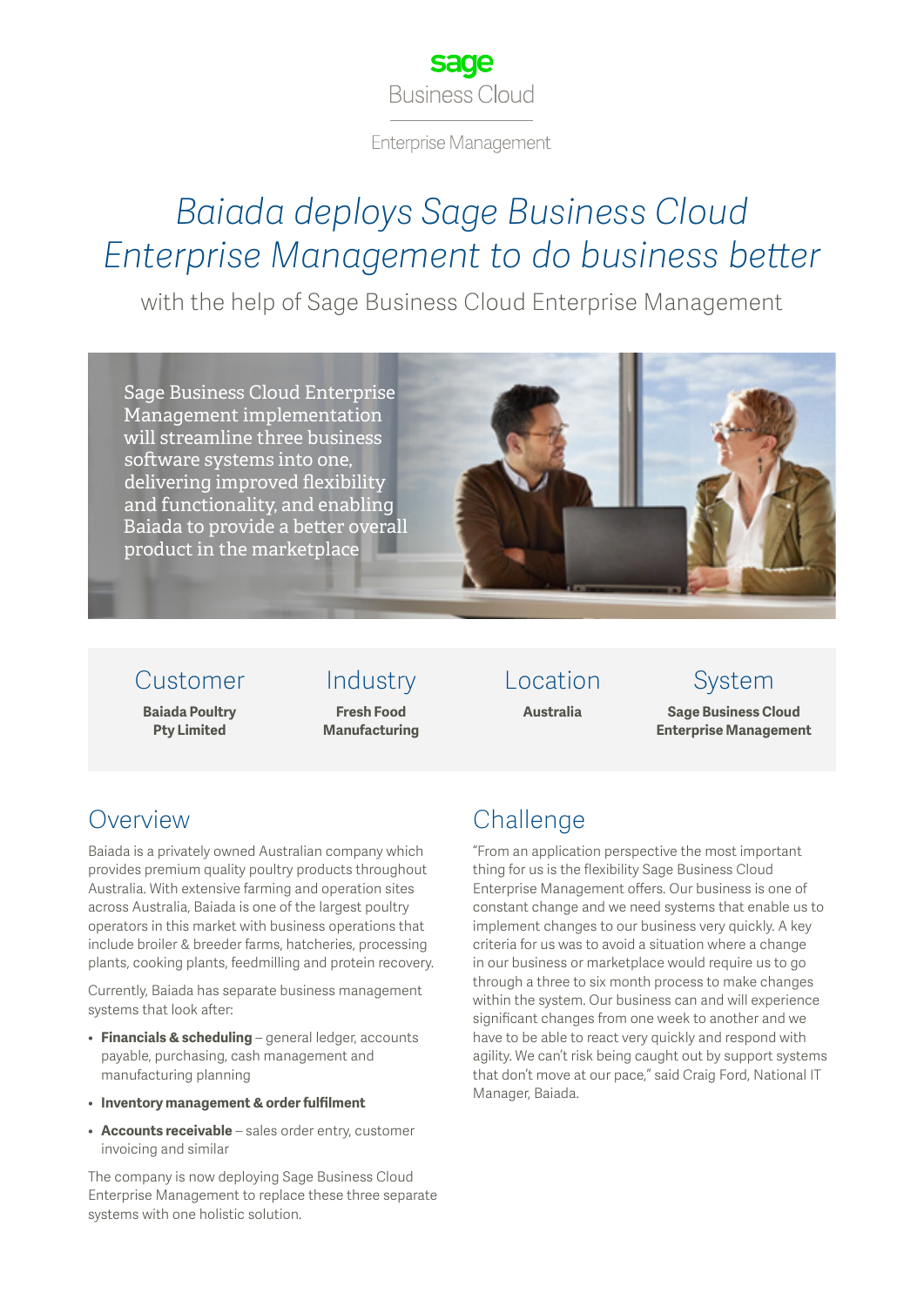sage
Business Cloud

Enterprise Management

# *Baiada deploys Sage Business Cloud Enterprise Management to do business better*

with the help of Sage Business Cloud Enterprise Management

Sage Business Cloud Enterprise Management implementation will streamline three business software systems into one, delivering improved flexibility and functionality, and enabling Baiada to provide a better overall product in the marketplace

| Customer | Industry | Location | System |
| --- | --- | --- | --- |
| **Baiada Poultry Pty Limited** | **Fresh Food Manufacturing** | **Australia** | **Sage Business Cloud Enterprise Management** |

## Overview

Baiada is a privately owned Australian company which provides premium quality poultry products throughout Australia. With extensive farming and operation sites across Australia, Baiada is one of the largest poultry operators in this market with business operations that include broiler & breeder farms, hatcheries, processing plants, cooking plants, feedmilling and protein recovery.

Currently, Baiada has separate business management systems that look after:

- **Financials & scheduling** – general ledger, accounts payable, purchasing, cash management and manufacturing planning
- **Inventory management & order fulfilment**
- **Accounts receivable** – sales order entry, customer invoicing and similar

The company is now deploying Sage Business Cloud Enterprise Management to replace these three separate systems with one holistic solution.

## Challenge

"From an application perspective the most important thing for us is the flexibility Sage Business Cloud Enterprise Management offers. Our business is one of constant change and we need systems that enable us to implement changes to our business very quickly. A key criteria for us was to avoid a situation where a change in our business or marketplace would require us to go through a three to six month process to make changes within the system. Our business can and will experience significant changes from one week to another and we have to be able to react very quickly and respond with agility. We can't risk being caught out by support systems that don't move at our pace," said Craig Ford, National IT Manager, Baiada.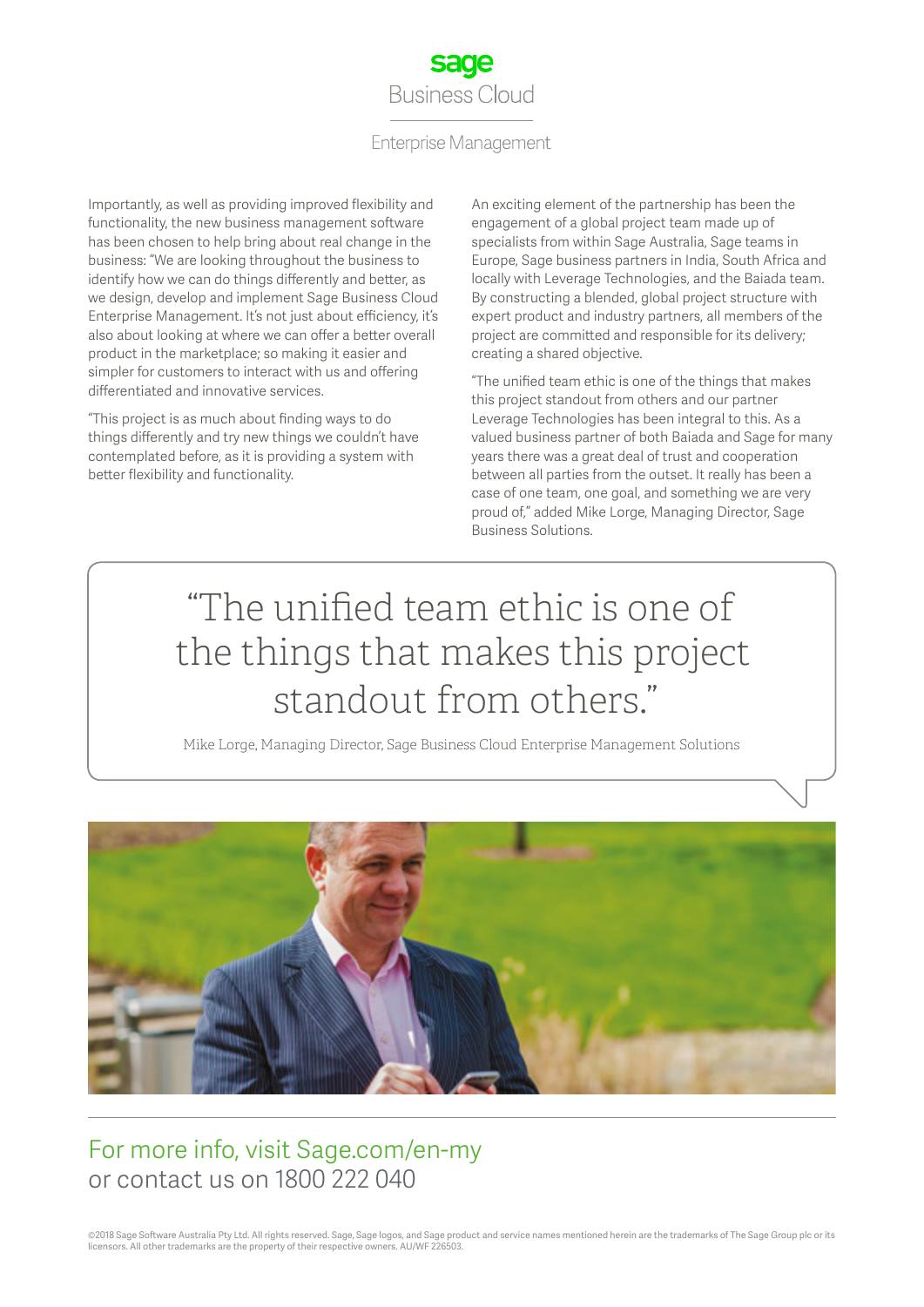**sage**
Business Cloud

Enterprise Management

Importantly, as well as providing improved flexibility and functionality, the new business management software has been chosen to help bring about real change in the business: "We are looking throughout the business to identify how we can do things differently and better, as we design, develop and implement Sage Business Cloud Enterprise Management. It's not just about efficiency, it's also about looking at where we can offer a better overall product in the marketplace; so making it easier and simpler for customers to interact with us and offering differentiated and innovative services.

"This project is as much about finding ways to do things differently and try new things we couldn't have contemplated before, as it is providing a system with better flexibility and functionality.

An exciting element of the partnership has been the engagement of a global project team made up of specialists from within Sage Australia, Sage teams in Europe, Sage business partners in India, South Africa and locally with Leverage Technologies, and the Baiada team. By constructing a blended, global project structure with expert product and industry partners, all members of the project are committed and responsible for its delivery; creating a shared objective.

"The unified team ethic is one of the things that makes this project standout from others and our partner Leverage Technologies has been integral to this. As a valued business partner of both Baiada and Sage for many years there was a great deal of trust and cooperation between all parties from the outset. It really has been a case of one team, one goal, and something we are very proud of," added Mike Lorge, Managing Director, Sage Business Solutions.

> "The unified team ethic is one of the things that makes this project standout from others."
>
> Mike Lorge, Managing Director, Sage Business Cloud Enterprise Management Solutions

For more info, visit Sage.com/en-my
or contact us on 1800 222 040

©2018 Sage Software Australia Pty Ltd. All rights reserved. Sage, Sage logos, and Sage product and service names mentioned herein are the trademarks of The Sage Group plc or its licensors. All other trademarks are the property of their respective owners. AU/WF 226503.